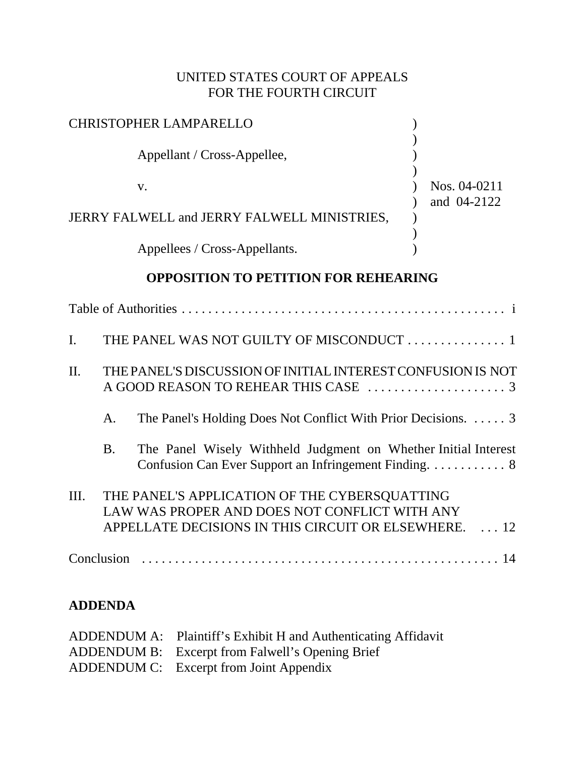UNITED STATES COURT OF APPEALS
FOR THE FOURTH CIRCUIT

| | | |
|---|---|---|
| CHRISTOPHER LAMPARELLO | ) | |
| | ) | |
| Appellant / Cross-Appellee, | ) | |
| | ) | |
| v. | ) | Nos. 04-0211 |
| | ) | and 04-2122 |
| JERRY FALWELL and JERRY FALWELL MINISTRIES, | ) | |
| | ) | |
| Appellees / Cross-Appellants. | ) | |

## OPPOSITION TO PETITION FOR REHEARING

Table of Authorities . . . . . . . . . . . . . . . . . . . . . . . . . . . . . . . . . . . . . . . . . . . . . . . . . i

I. THE PANEL WAS NOT GUILTY OF MISCONDUCT . . . . . . . . . . . . . . . 1

II. THE PANEL'S DISCUSSION OF INITIAL INTEREST CONFUSION IS NOT A GOOD REASON TO REHEAR THIS CASE . . . . . . . . . . . . . . . . . . . . . 3

A. The Panel's Holding Does Not Conflict With Prior Decisions. . . . . . 3

B. The Panel Wisely Withheld Judgment on Whether Initial Interest Confusion Can Ever Support an Infringement Finding. . . . . . . . . . . . 8

III. THE PANEL'S APPLICATION OF THE CYBERSQUATTING LAW WAS PROPER AND DOES NOT CONFLICT WITH ANY APPELLATE DECISIONS IN THIS CIRCUIT OR ELSEWHERE. . . . 12

Conclusion . . . . . . . . . . . . . . . . . . . . . . . . . . . . . . . . . . . . . . . . . . . . . . . . . . . . 14

**ADDENDA**

ADDENDUM A: Plaintiff's Exhibit H and Authenticating Affidavit
ADDENDUM B: Excerpt from Falwell's Opening Brief
ADDENDUM C: Excerpt from Joint Appendix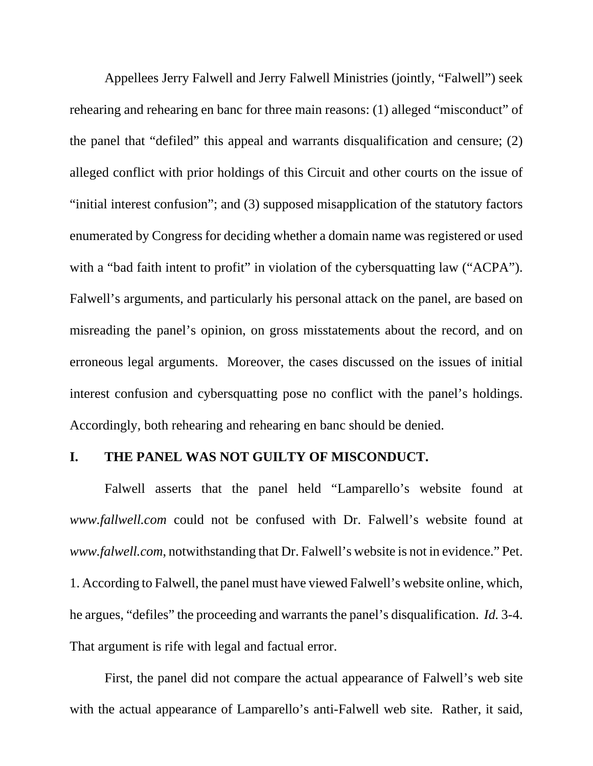Appellees Jerry Falwell and Jerry Falwell Ministries (jointly, "Falwell") seek rehearing and rehearing en banc for three main reasons: (1) alleged "misconduct" of the panel that "defiled" this appeal and warrants disqualification and censure; (2) alleged conflict with prior holdings of this Circuit and other courts on the issue of "initial interest confusion"; and (3) supposed misapplication of the statutory factors enumerated by Congress for deciding whether a domain name was registered or used with a "bad faith intent to profit" in violation of the cybersquatting law ("ACPA"). Falwell's arguments, and particularly his personal attack on the panel, are based on misreading the panel's opinion, on gross misstatements about the record, and on erroneous legal arguments. Moreover, the cases discussed on the issues of initial interest confusion and cybersquatting pose no conflict with the panel's holdings. Accordingly, both rehearing and rehearing en banc should be denied.

## I. THE PANEL WAS NOT GUILTY OF MISCONDUCT.

Falwell asserts that the panel held "Lamparello's website found at *www.fallwell.com* could not be confused with Dr. Falwell's website found at *www.falwell.com*, notwithstanding that Dr. Falwell's website is not in evidence." Pet. 1. According to Falwell, the panel must have viewed Falwell's website online, which, he argues, "defiles" the proceeding and warrants the panel's disqualification. *Id.* 3-4. That argument is rife with legal and factual error.

First, the panel did not compare the actual appearance of Falwell's web site with the actual appearance of Lamparello's anti-Falwell web site. Rather, it said,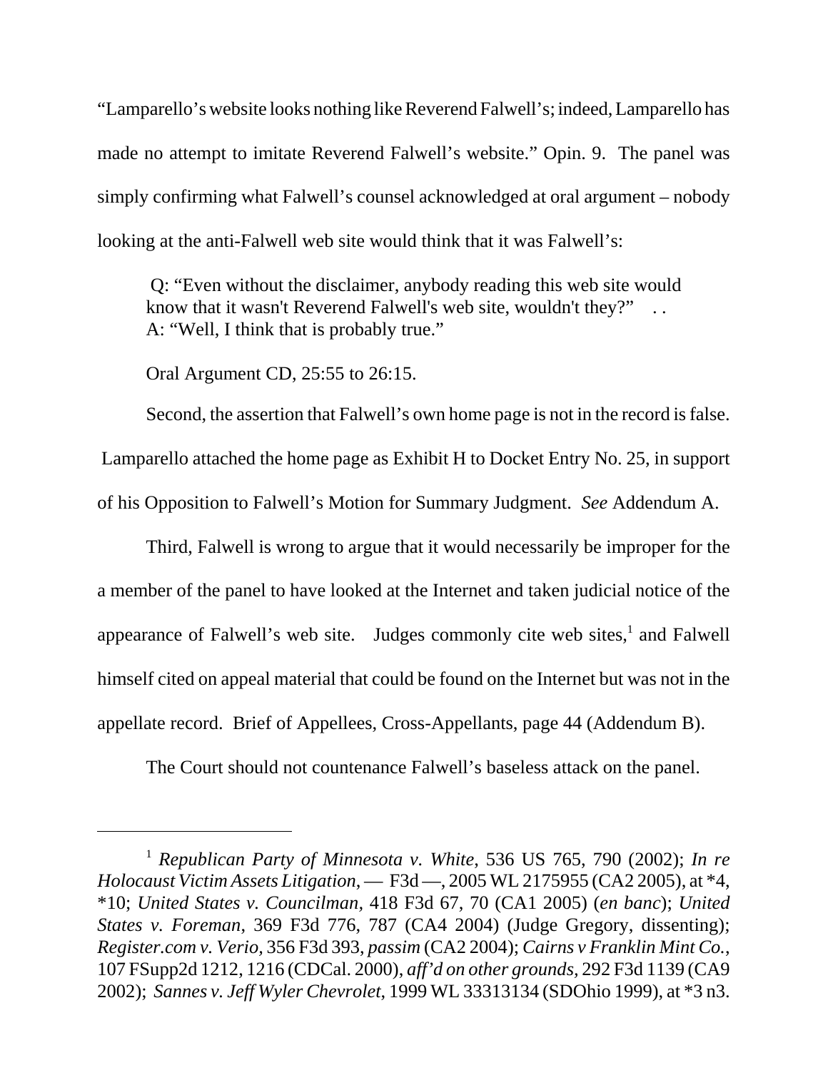"Lamparello's website looks nothing like Reverend Falwell's; indeed, Lamparello has made no attempt to imitate Reverend Falwell's website." Opin. 9. The panel was simply confirming what Falwell's counsel acknowledged at oral argument – nobody looking at the anti-Falwell web site would think that it was Falwell's:

> Q: "Even without the disclaimer, anybody reading this web site would know that it wasn't Reverend Falwell's web site, wouldn't they?" . .
> A: "Well, I think that is probably true."

Oral Argument CD, 25:55 to 26:15.

Second, the assertion that Falwell's own home page is not in the record is false. Lamparello attached the home page as Exhibit H to Docket Entry No. 25, in support of his Opposition to Falwell's Motion for Summary Judgment. *See* Addendum A.

Third, Falwell is wrong to argue that it would necessarily be improper for the a member of the panel to have looked at the Internet and taken judicial notice of the appearance of Falwell's web site. Judges commonly cite web sites,[1] and Falwell himself cited on appeal material that could be found on the Internet but was not in the appellate record. Brief of Appellees, Cross-Appellants, page 44 (Addendum B).

The Court should not countenance Falwell's baseless attack on the panel.

---

[1] *Republican Party of Minnesota v. White*, 536 US 765, 790 (2002); *In re Holocaust Victim Assets Litigation*, — F3d —, 2005 WL 2175955 (CA2 2005), at *4, *10; *United States v. Councilman*, 418 F3d 67, 70 (CA1 2005) (*en banc*); *United States v. Foreman*, 369 F3d 776, 787 (CA4 2004) (Judge Gregory, dissenting); *Register.com v. Verio*, 356 F3d 393, *passim* (CA2 2004); *Cairns v Franklin Mint Co.*, 107 FSupp2d 1212, 1216 (CDCal. 2000), *aff'd on other grounds*, 292 F3d 1139 (CA9 2002); *Sannes v. Jeff Wyler Chevrolet*, 1999 WL 33313134 (SDOhio 1999), at *3 n3.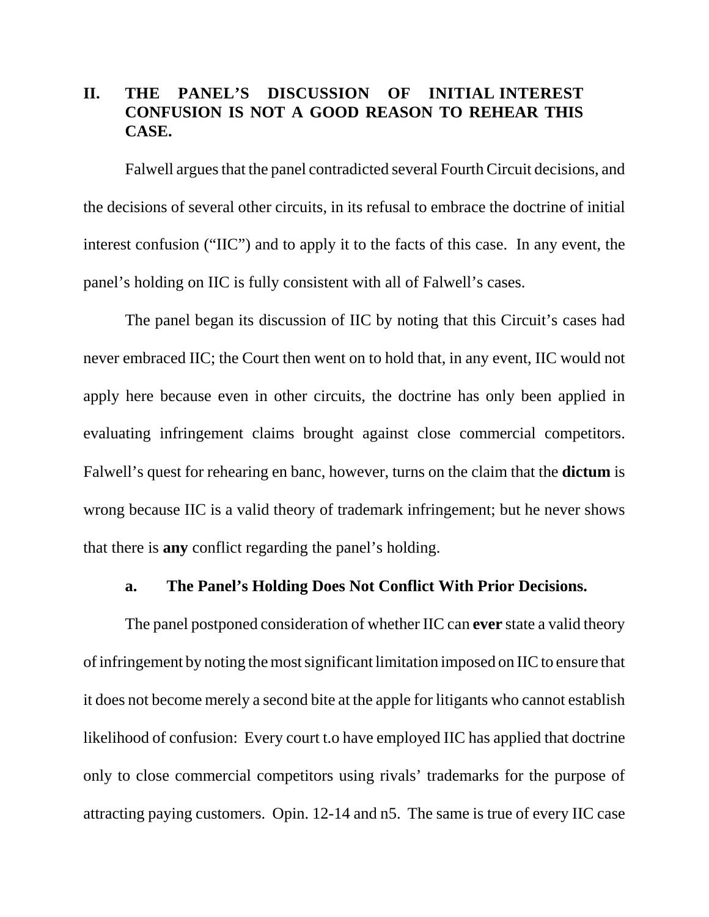## II. THE PANEL'S DISCUSSION OF INITIAL INTEREST CONFUSION IS NOT A GOOD REASON TO REHEAR THIS CASE.

Falwell argues that the panel contradicted several Fourth Circuit decisions, and the decisions of several other circuits, in its refusal to embrace the doctrine of initial interest confusion ("IIC") and to apply it to the facts of this case. In any event, the panel's holding on IIC is fully consistent with all of Falwell's cases.

The panel began its discussion of IIC by noting that this Circuit's cases had never embraced IIC; the Court then went on to hold that, in any event, IIC would not apply here because even in other circuits, the doctrine has only been applied in evaluating infringement claims brought against close commercial competitors. Falwell's quest for rehearing en banc, however, turns on the claim that the **dictum** is wrong because IIC is a valid theory of trademark infringement; but he never shows that there is **any** conflict regarding the panel's holding.

### a. The Panel's Holding Does Not Conflict With Prior Decisions.

The panel postponed consideration of whether IIC can **ever** state a valid theory of infringement by noting the most significant limitation imposed on IIC to ensure that it does not become merely a second bite at the apple for litigants who cannot establish likelihood of confusion: Every court t.o have employed IIC has applied that doctrine only to close commercial competitors using rivals' trademarks for the purpose of attracting paying customers. Opin. 12-14 and n5. The same is true of every IIC case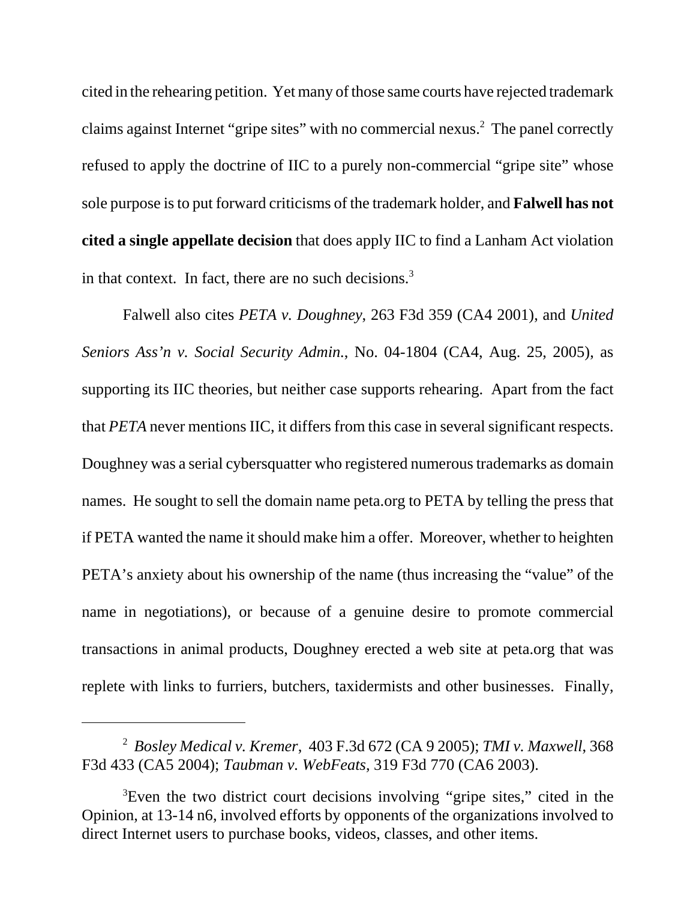cited in the rehearing petition. Yet many of those same courts have rejected trademark claims against Internet "gripe sites" with no commercial nexus.[2] The panel correctly refused to apply the doctrine of IIC to a purely non-commercial "gripe site" whose sole purpose is to put forward criticisms of the trademark holder, and **Falwell has not cited a single appellate decision** that does apply IIC to find a Lanham Act violation in that context. In fact, there are no such decisions.[3]

Falwell also cites *PETA v. Doughney*, 263 F3d 359 (CA4 2001), and *United Seniors Ass'n v. Social Security Admin.*, No. 04-1804 (CA4, Aug. 25, 2005), as supporting its IIC theories, but neither case supports rehearing. Apart from the fact that *PETA* never mentions IIC, it differs from this case in several significant respects. Doughney was a serial cybersquatter who registered numerous trademarks as domain names. He sought to sell the domain name peta.org to PETA by telling the press that if PETA wanted the name it should make him a offer. Moreover, whether to heighten PETA's anxiety about his ownership of the name (thus increasing the "value" of the name in negotiations), or because of a genuine desire to promote commercial transactions in animal products, Doughney erected a web site at peta.org that was replete with links to furriers, butchers, taxidermists and other businesses. Finally,

---

[2] *Bosley Medical v. Kremer*, 403 F.3d 672 (CA 9 2005); *TMI v. Maxwell*, 368 F3d 433 (CA5 2004); *Taubman v. WebFeats*, 319 F3d 770 (CA6 2003).

[3] Even the two district court decisions involving "gripe sites," cited in the Opinion, at 13-14 n6, involved efforts by opponents of the organizations involved to direct Internet users to purchase books, videos, classes, and other items.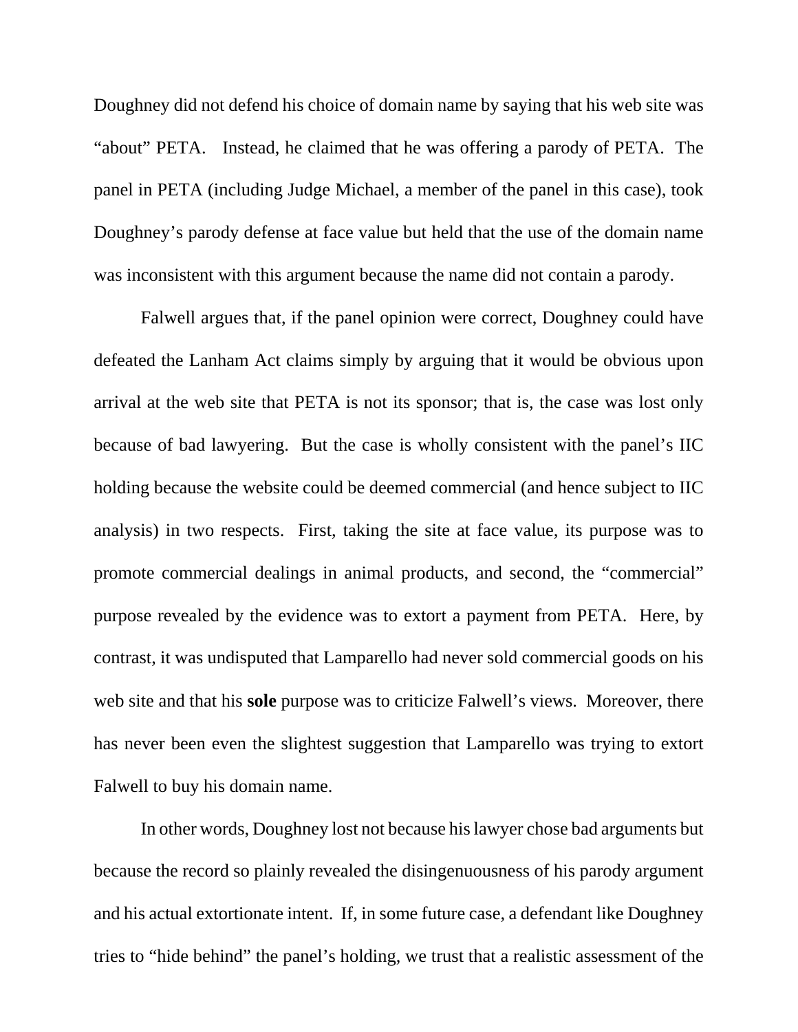Doughney did not defend his choice of domain name by saying that his web site was "about" PETA. Instead, he claimed that he was offering a parody of PETA. The panel in PETA (including Judge Michael, a member of the panel in this case), took Doughney's parody defense at face value but held that the use of the domain name was inconsistent with this argument because the name did not contain a parody.

Falwell argues that, if the panel opinion were correct, Doughney could have defeated the Lanham Act claims simply by arguing that it would be obvious upon arrival at the web site that PETA is not its sponsor; that is, the case was lost only because of bad lawyering. But the case is wholly consistent with the panel's IIC holding because the website could be deemed commercial (and hence subject to IIC analysis) in two respects. First, taking the site at face value, its purpose was to promote commercial dealings in animal products, and second, the "commercial" purpose revealed by the evidence was to extort a payment from PETA. Here, by contrast, it was undisputed that Lamparello had never sold commercial goods on his web site and that his **sole** purpose was to criticize Falwell's views. Moreover, there has never been even the slightest suggestion that Lamparello was trying to extort Falwell to buy his domain name.

In other words, Doughney lost not because his lawyer chose bad arguments but because the record so plainly revealed the disingenuousness of his parody argument and his actual extortionate intent. If, in some future case, a defendant like Doughney tries to "hide behind" the panel's holding, we trust that a realistic assessment of the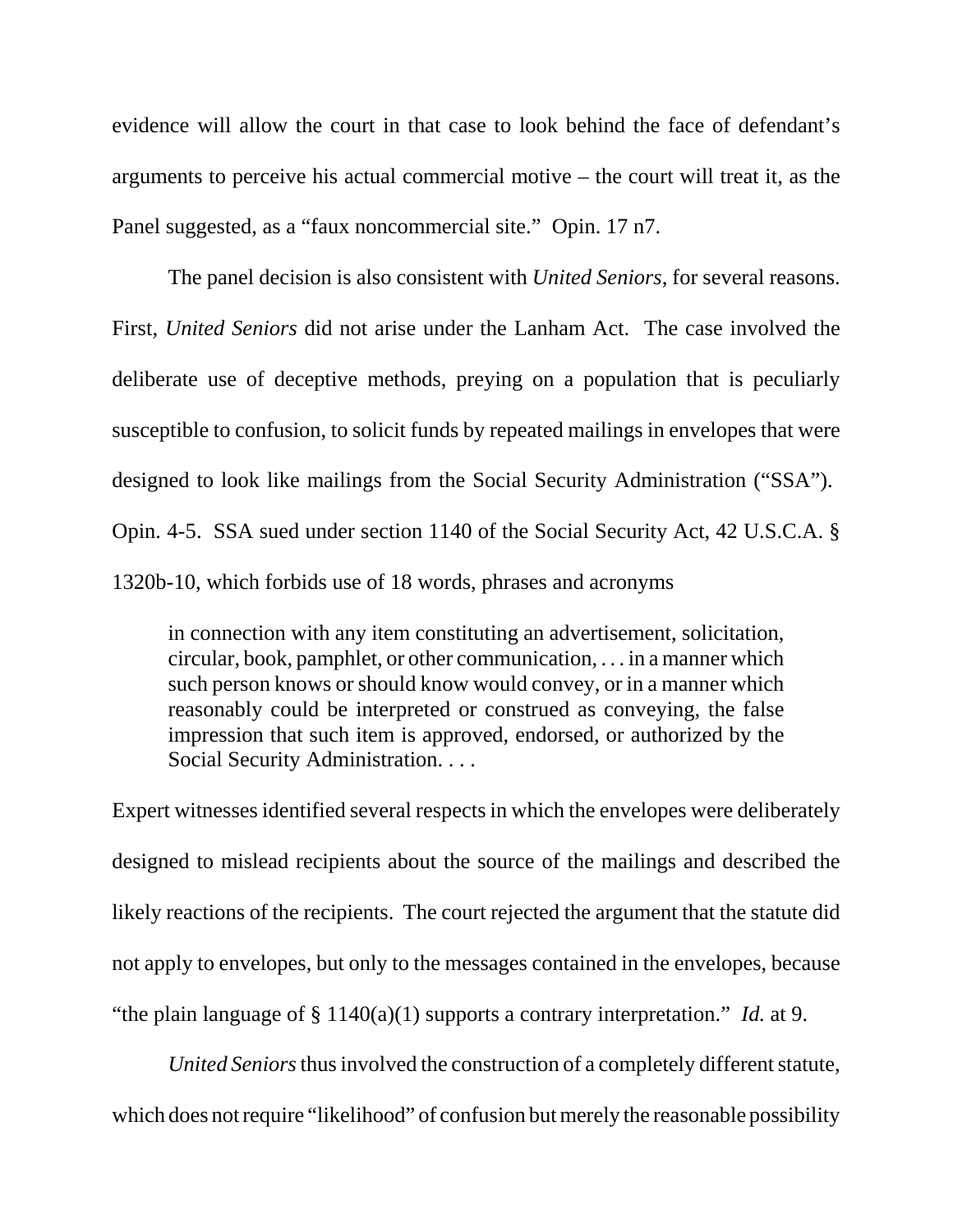evidence will allow the court in that case to look behind the face of defendant's arguments to perceive his actual commercial motive – the court will treat it, as the Panel suggested, as a "faux noncommercial site." Opin. 17 n7.

The panel decision is also consistent with *United Seniors*, for several reasons. First, *United Seniors* did not arise under the Lanham Act. The case involved the deliberate use of deceptive methods, preying on a population that is peculiarly susceptible to confusion, to solicit funds by repeated mailings in envelopes that were designed to look like mailings from the Social Security Administration ("SSA"). Opin. 4-5. SSA sued under section 1140 of the Social Security Act, 42 U.S.C.A. § 1320b-10, which forbids use of 18 words, phrases and acronyms

> in connection with any item constituting an advertisement, solicitation, circular, book, pamphlet, or other communication, . . . in a manner which such person knows or should know would convey, or in a manner which reasonably could be interpreted or construed as conveying, the false impression that such item is approved, endorsed, or authorized by the Social Security Administration. . . .

Expert witnesses identified several respects in which the envelopes were deliberately designed to mislead recipients about the source of the mailings and described the likely reactions of the recipients. The court rejected the argument that the statute did not apply to envelopes, but only to the messages contained in the envelopes, because "the plain language of § 1140(a)(1) supports a contrary interpretation." *Id.* at 9.

*United Seniors* thus involved the construction of a completely different statute, which does not require "likelihood" of confusion but merely the reasonable possibility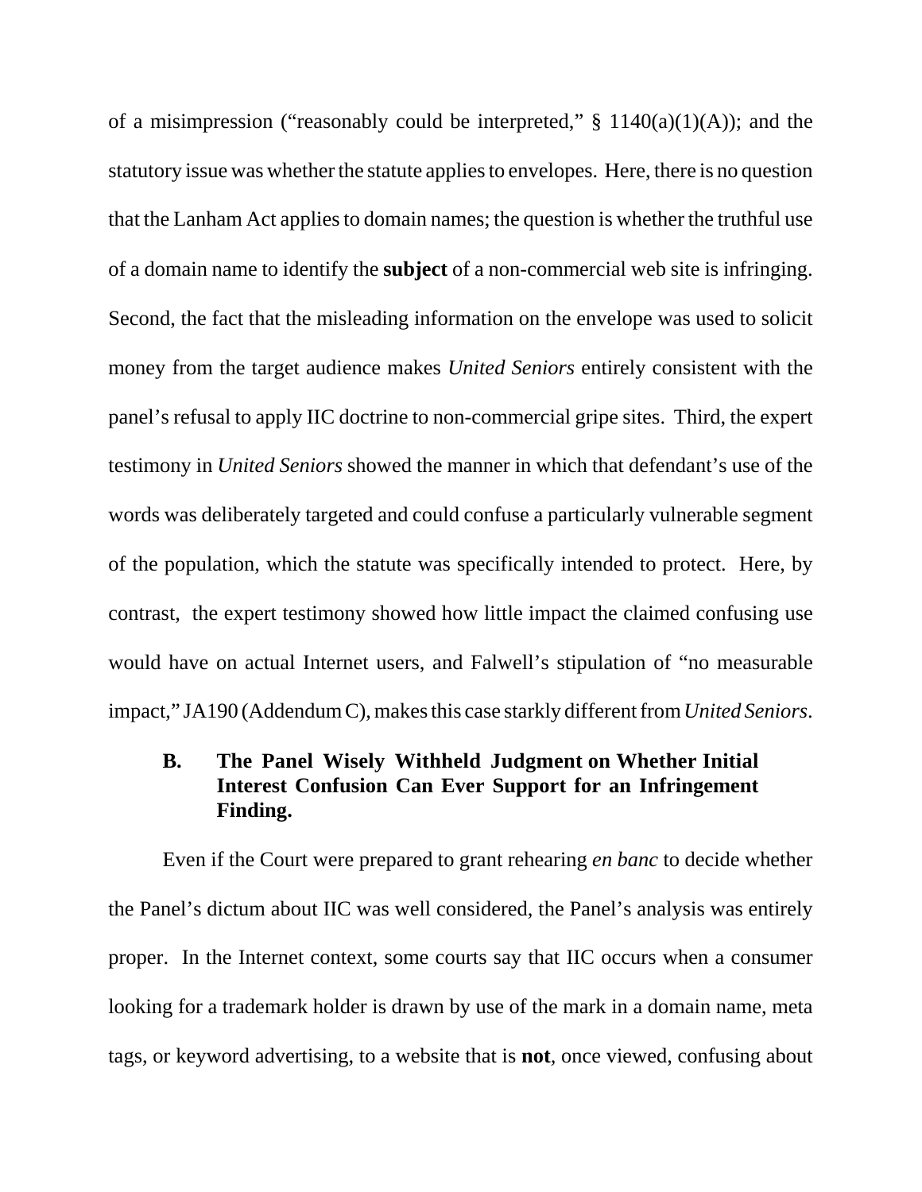of a misimpression ("reasonably could be interpreted," § 1140(a)(1)(A)); and the statutory issue was whether the statute applies to envelopes. Here, there is no question that the Lanham Act applies to domain names; the question is whether the truthful use of a domain name to identify the **subject** of a non-commercial web site is infringing. Second, the fact that the misleading information on the envelope was used to solicit money from the target audience makes *United Seniors* entirely consistent with the panel's refusal to apply IIC doctrine to non-commercial gripe sites. Third, the expert testimony in *United Seniors* showed the manner in which that defendant's use of the words was deliberately targeted and could confuse a particularly vulnerable segment of the population, which the statute was specifically intended to protect. Here, by contrast, the expert testimony showed how little impact the claimed confusing use would have on actual Internet users, and Falwell's stipulation of "no measurable impact," JA190 (Addendum C), makes this case starkly different from *United Seniors*.

### B. The Panel Wisely Withheld Judgment on Whether Initial Interest Confusion Can Ever Support for an Infringement Finding.

Even if the Court were prepared to grant rehearing *en banc* to decide whether the Panel's dictum about IIC was well considered, the Panel's analysis was entirely proper. In the Internet context, some courts say that IIC occurs when a consumer looking for a trademark holder is drawn by use of the mark in a domain name, meta tags, or keyword advertising, to a website that is **not**, once viewed, confusing about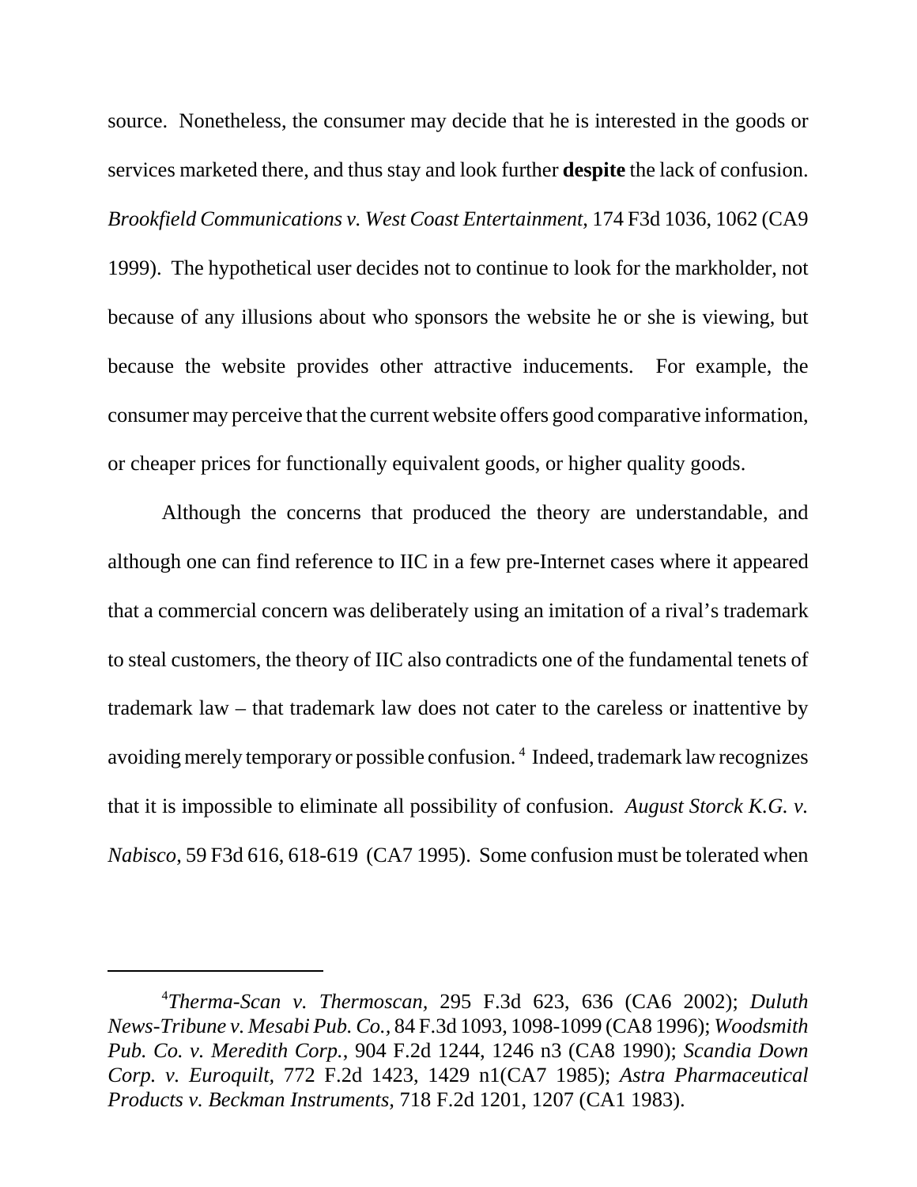source. Nonetheless, the consumer may decide that he is interested in the goods or services marketed there, and thus stay and look further **despite** the lack of confusion. *Brookfield Communications v. West Coast Entertainment*, 174 F3d 1036, 1062 (CA9 1999). The hypothetical user decides not to continue to look for the markholder, not because of any illusions about who sponsors the website he or she is viewing, but because the website provides other attractive inducements. For example, the consumer may perceive that the current website offers good comparative information, or cheaper prices for functionally equivalent goods, or higher quality goods.

Although the concerns that produced the theory are understandable, and although one can find reference to IIC in a few pre-Internet cases where it appeared that a commercial concern was deliberately using an imitation of a rival's trademark to steal customers, the theory of IIC also contradicts one of the fundamental tenets of trademark law – that trademark law does not cater to the careless or inattentive by avoiding merely temporary or possible confusion. [4] Indeed, trademark law recognizes that it is impossible to eliminate all possibility of confusion. *August Storck K.G. v. Nabisco*, 59 F3d 616, 618-619 (CA7 1995). Some confusion must be tolerated when

---

[4] *Therma-Scan v. Thermoscan,* 295 F.3d 623, 636 (CA6 2002); *Duluth News-Tribune v. Mesabi Pub. Co.*, 84 F.3d 1093, 1098-1099 (CA8 1996); *Woodsmith Pub. Co. v. Meredith Corp.*, 904 F.2d 1244, 1246 n3 (CA8 1990); *Scandia Down Corp. v. Euroquilt,* 772 F.2d 1423, 1429 n1(CA7 1985); *Astra Pharmaceutical Products v. Beckman Instruments,* 718 F.2d 1201, 1207 (CA1 1983).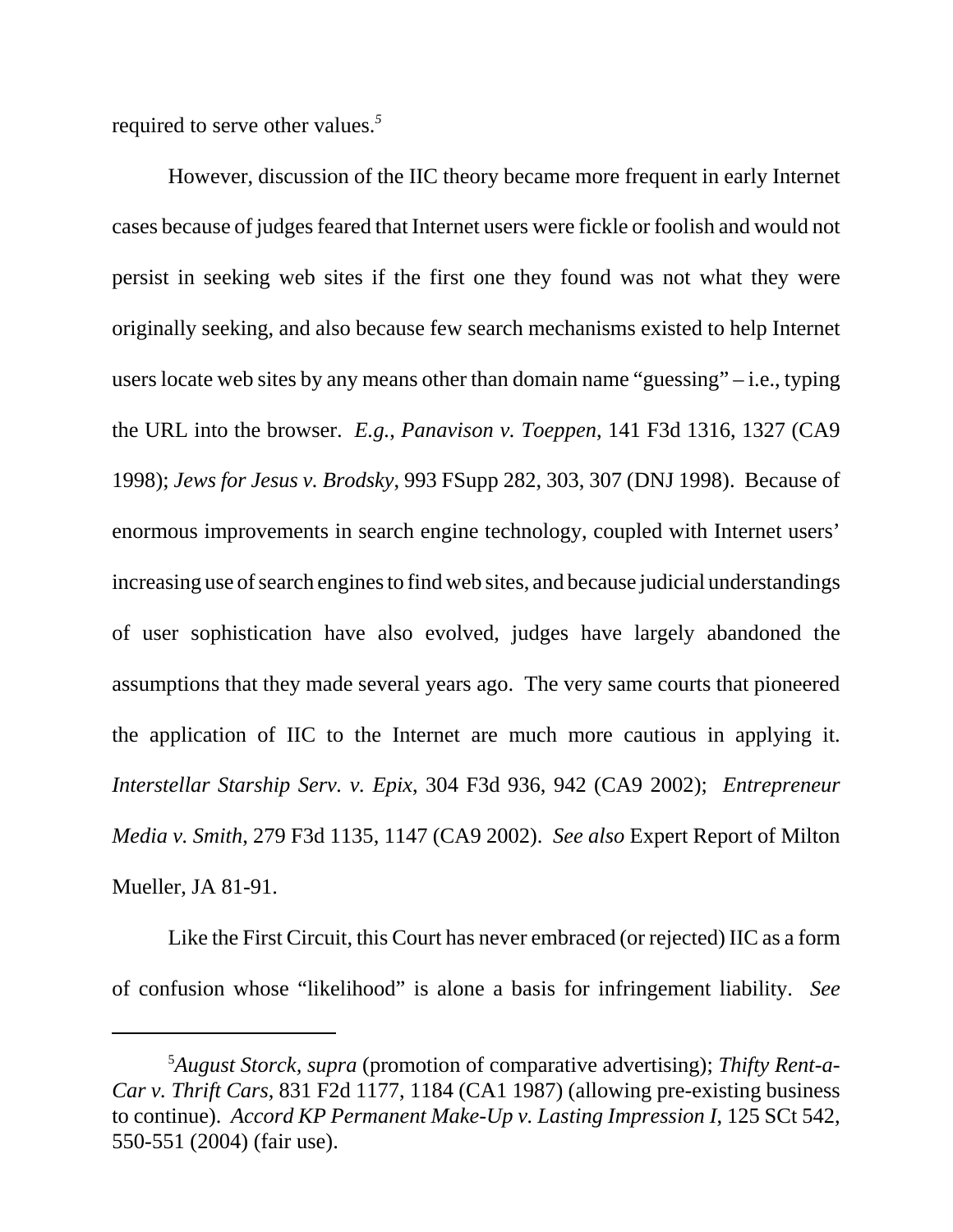required to serve other values.[5]

However, discussion of the IIC theory became more frequent in early Internet cases because of judges feared that Internet users were fickle or foolish and would not persist in seeking web sites if the first one they found was not what they were originally seeking, and also because few search mechanisms existed to help Internet users locate web sites by any means other than domain name "guessing" – i.e., typing the URL into the browser. *E.g., Panavison v. Toeppen*, 141 F3d 1316, 1327 (CA9 1998); *Jews for Jesus v. Brodsky*, 993 FSupp 282, 303, 307 (DNJ 1998). Because of enormous improvements in search engine technology, coupled with Internet users' increasing use of search engines to find web sites, and because judicial understandings of user sophistication have also evolved, judges have largely abandoned the assumptions that they made several years ago. The very same courts that pioneered the application of IIC to the Internet are much more cautious in applying it. *Interstellar Starship Serv. v. Epix*, 304 F3d 936, 942 (CA9 2002); *Entrepreneur Media v. Smith*, 279 F3d 1135, 1147 (CA9 2002). *See also* Expert Report of Milton Mueller, JA 81-91.

Like the First Circuit, this Court has never embraced (or rejected) IIC as a form of confusion whose "likelihood" is alone a basis for infringement liability. *See*

---

[5] *August Storck, supra* (promotion of comparative advertising); *Thifty Rent-a-Car v. Thrift Cars*, 831 F2d 1177, 1184 (CA1 1987) (allowing pre-existing business to continue). *Accord KP Permanent Make-Up v. Lasting Impression I*, 125 SCt 542, 550-551 (2004) (fair use).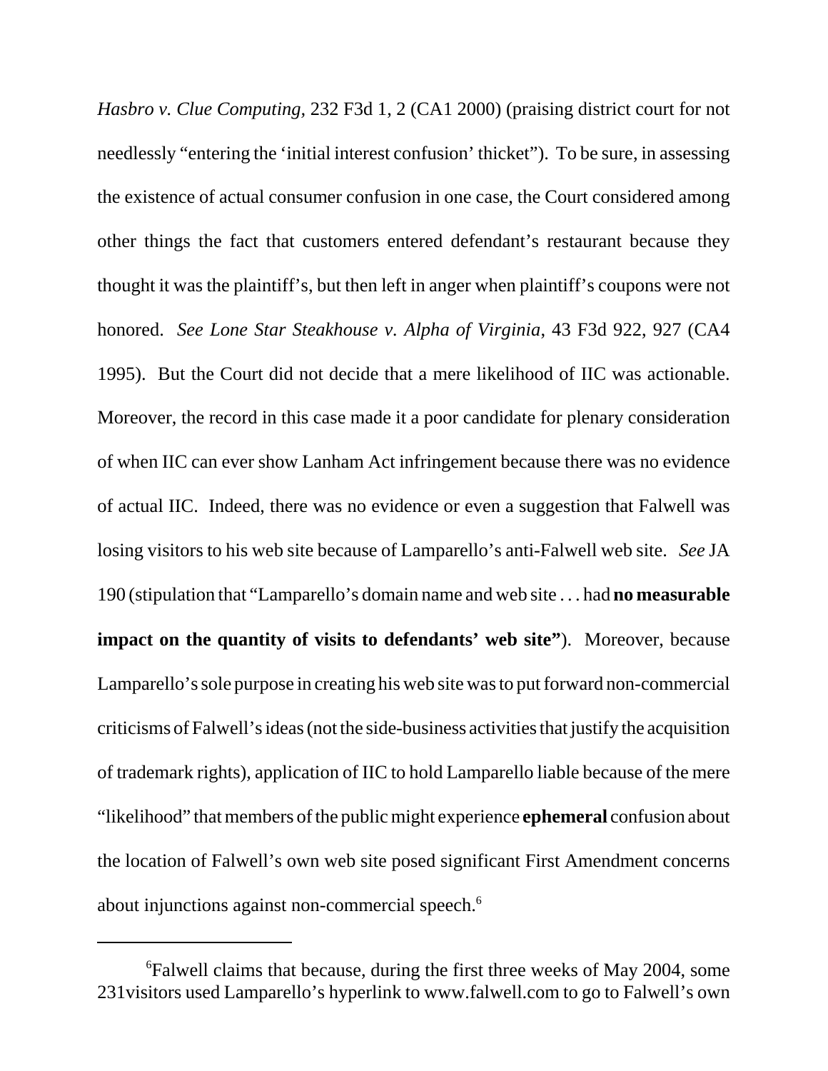*Hasbro v. Clue Computing*, 232 F3d 1, 2 (CA1 2000) (praising district court for not needlessly "entering the 'initial interest confusion' thicket"). To be sure, in assessing the existence of actual consumer confusion in one case, the Court considered among other things the fact that customers entered defendant's restaurant because they thought it was the plaintiff's, but then left in anger when plaintiff's coupons were not honored. *See Lone Star Steakhouse v. Alpha of Virginia*, 43 F3d 922, 927 (CA4 1995). But the Court did not decide that a mere likelihood of IIC was actionable. Moreover, the record in this case made it a poor candidate for plenary consideration of when IIC can ever show Lanham Act infringement because there was no evidence of actual IIC. Indeed, there was no evidence or even a suggestion that Falwell was losing visitors to his web site because of Lamparello's anti-Falwell web site. *See* JA 190 (stipulation that "Lamparello's domain name and web site . . . had **no measurable impact on the quantity of visits to defendants' web site"**). Moreover, because Lamparello's sole purpose in creating his web site was to put forward non-commercial criticisms of Falwell's ideas (not the side-business activities that justify the acquisition of trademark rights), application of IIC to hold Lamparello liable because of the mere "likelihood" that members of the public might experience **ephemeral** confusion about the location of Falwell's own web site posed significant First Amendment concerns about injunctions against non-commercial speech.[6]

---

[6] Falwell claims that because, during the first three weeks of May 2004, some 231visitors used Lamparello's hyperlink to www.falwell.com to go to Falwell's own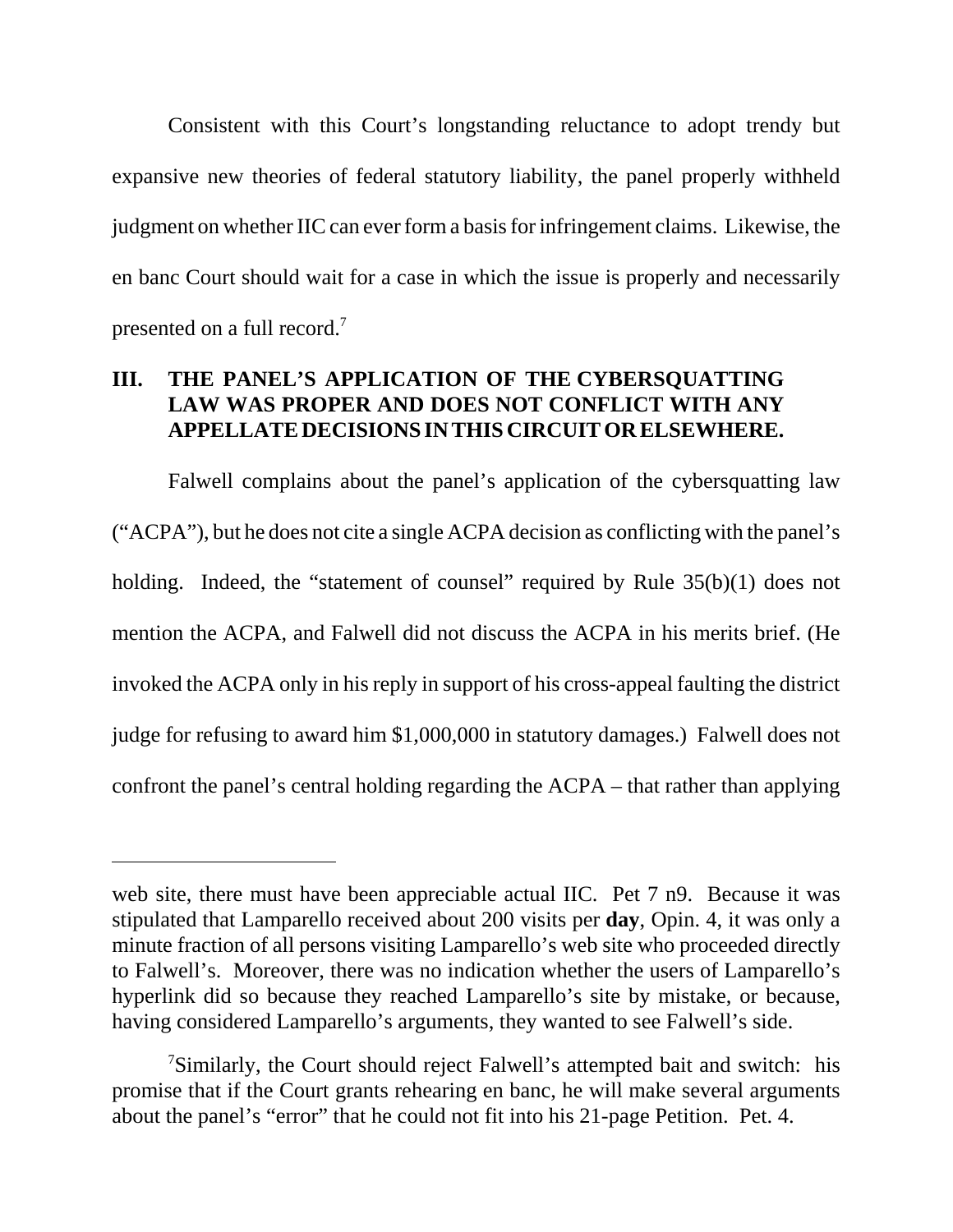Consistent with this Court's longstanding reluctance to adopt trendy but expansive new theories of federal statutory liability, the panel properly withheld judgment on whether IIC can ever form a basis for infringement claims. Likewise, the en banc Court should wait for a case in which the issue is properly and necessarily presented on a full record.[7]

## III. THE PANEL'S APPLICATION OF THE CYBERSQUATTING LAW WAS PROPER AND DOES NOT CONFLICT WITH ANY APPELLATE DECISIONS IN THIS CIRCUIT OR ELSEWHERE.

Falwell complains about the panel's application of the cybersquatting law ("ACPA"), but he does not cite a single ACPA decision as conflicting with the panel's holding. Indeed, the "statement of counsel" required by Rule 35(b)(1) does not mention the ACPA, and Falwell did not discuss the ACPA in his merits brief. (He invoked the ACPA only in his reply in support of his cross-appeal faulting the district judge for refusing to award him $1,000,000 in statutory damages.) Falwell does not confront the panel's central holding regarding the ACPA – that rather than applying

---

web site, there must have been appreciable actual IIC. Pet 7 n9. Because it was stipulated that Lamparello received about 200 visits per **day**, Opin. 4, it was only a minute fraction of all persons visiting Lamparello's web site who proceeded directly to Falwell's. Moreover, there was no indication whether the users of Lamparello's hyperlink did so because they reached Lamparello's site by mistake, or because, having considered Lamparello's arguments, they wanted to see Falwell's side.

[7] Similarly, the Court should reject Falwell's attempted bait and switch: his promise that if the Court grants rehearing en banc, he will make several arguments about the panel's "error" that he could not fit into his 21-page Petition. Pet. 4.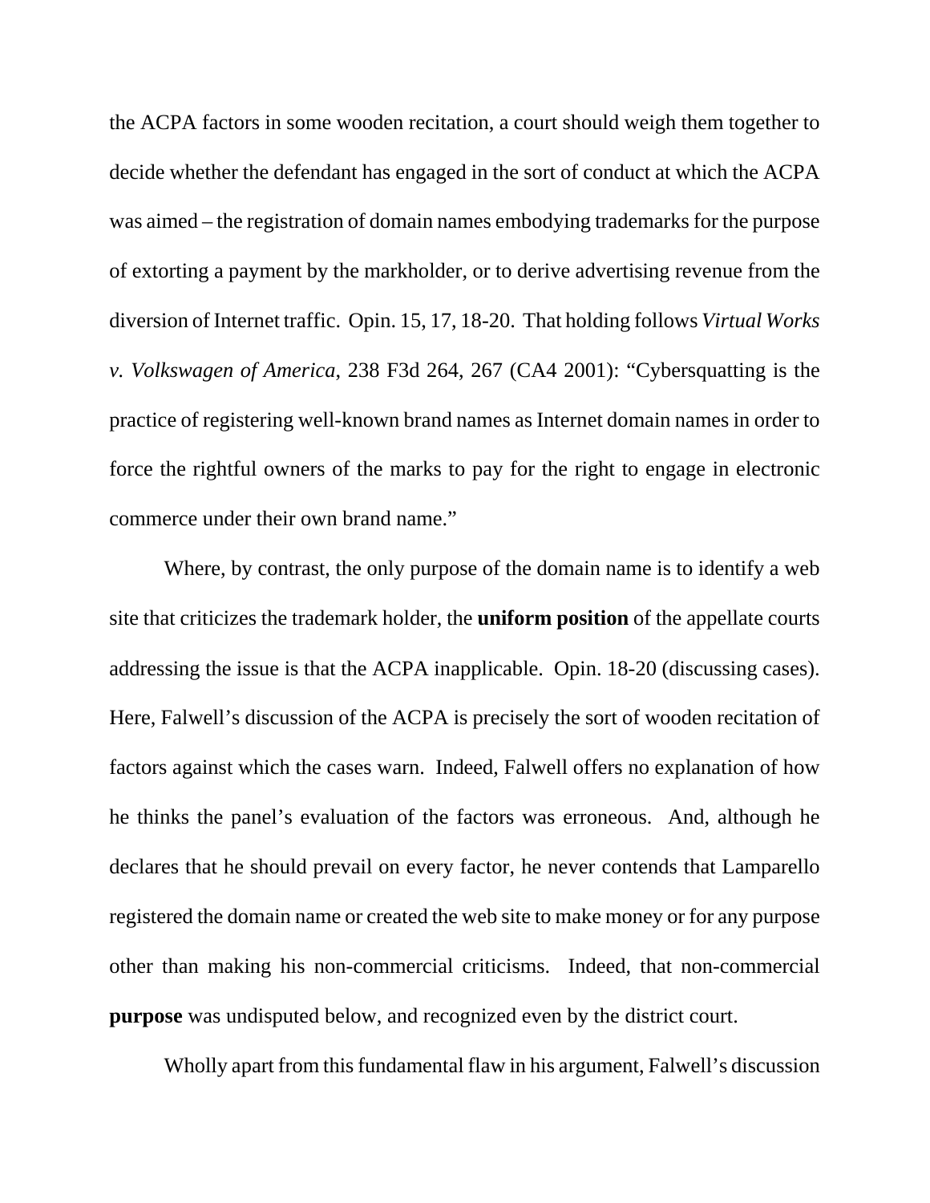the ACPA factors in some wooden recitation, a court should weigh them together to decide whether the defendant has engaged in the sort of conduct at which the ACPA was aimed – the registration of domain names embodying trademarks for the purpose of extorting a payment by the markholder, or to derive advertising revenue from the diversion of Internet traffic. Opin. 15, 17, 18-20. That holding follows *Virtual Works v. Volkswagen of America*, 238 F3d 264, 267 (CA4 2001): "Cybersquatting is the practice of registering well-known brand names as Internet domain names in order to force the rightful owners of the marks to pay for the right to engage in electronic commerce under their own brand name."

Where, by contrast, the only purpose of the domain name is to identify a web site that criticizes the trademark holder, the **uniform position** of the appellate courts addressing the issue is that the ACPA inapplicable. Opin. 18-20 (discussing cases). Here, Falwell's discussion of the ACPA is precisely the sort of wooden recitation of factors against which the cases warn. Indeed, Falwell offers no explanation of how he thinks the panel's evaluation of the factors was erroneous. And, although he declares that he should prevail on every factor, he never contends that Lamparello registered the domain name or created the web site to make money or for any purpose other than making his non-commercial criticisms. Indeed, that non-commercial **purpose** was undisputed below, and recognized even by the district court.

Wholly apart from this fundamental flaw in his argument, Falwell's discussion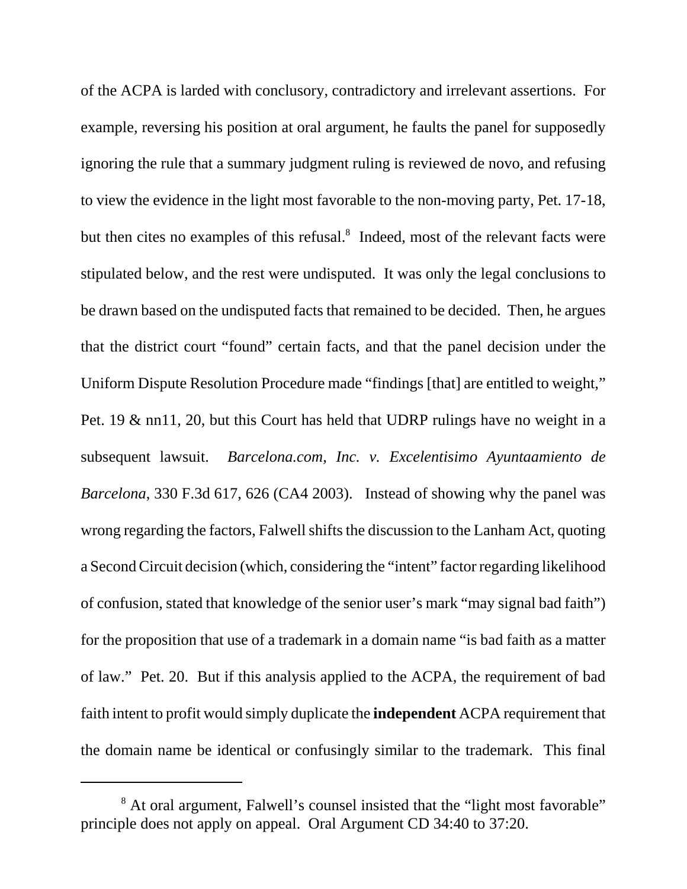of the ACPA is larded with conclusory, contradictory and irrelevant assertions. For example, reversing his position at oral argument, he faults the panel for supposedly ignoring the rule that a summary judgment ruling is reviewed de novo, and refusing to view the evidence in the light most favorable to the non-moving party, Pet. 17-18, but then cites no examples of this refusal.[8] Indeed, most of the relevant facts were stipulated below, and the rest were undisputed. It was only the legal conclusions to be drawn based on the undisputed facts that remained to be decided. Then, he argues that the district court "found" certain facts, and that the panel decision under the Uniform Dispute Resolution Procedure made "findings [that] are entitled to weight," Pet. 19 & nn11, 20, but this Court has held that UDRP rulings have no weight in a subsequent lawsuit. *Barcelona.com, Inc. v. Excelentisimo Ayuntaamiento de Barcelona*, 330 F.3d 617, 626 (CA4 2003). Instead of showing why the panel was wrong regarding the factors, Falwell shifts the discussion to the Lanham Act, quoting a Second Circuit decision (which, considering the "intent" factor regarding likelihood of confusion, stated that knowledge of the senior user's mark "may signal bad faith") for the proposition that use of a trademark in a domain name "is bad faith as a matter of law." Pet. 20. But if this analysis applied to the ACPA, the requirement of bad faith intent to profit would simply duplicate the **independent** ACPA requirement that the domain name be identical or confusingly similar to the trademark. This final

[8] At oral argument, Falwell's counsel insisted that the "light most favorable" principle does not apply on appeal. Oral Argument CD 34:40 to 37:20.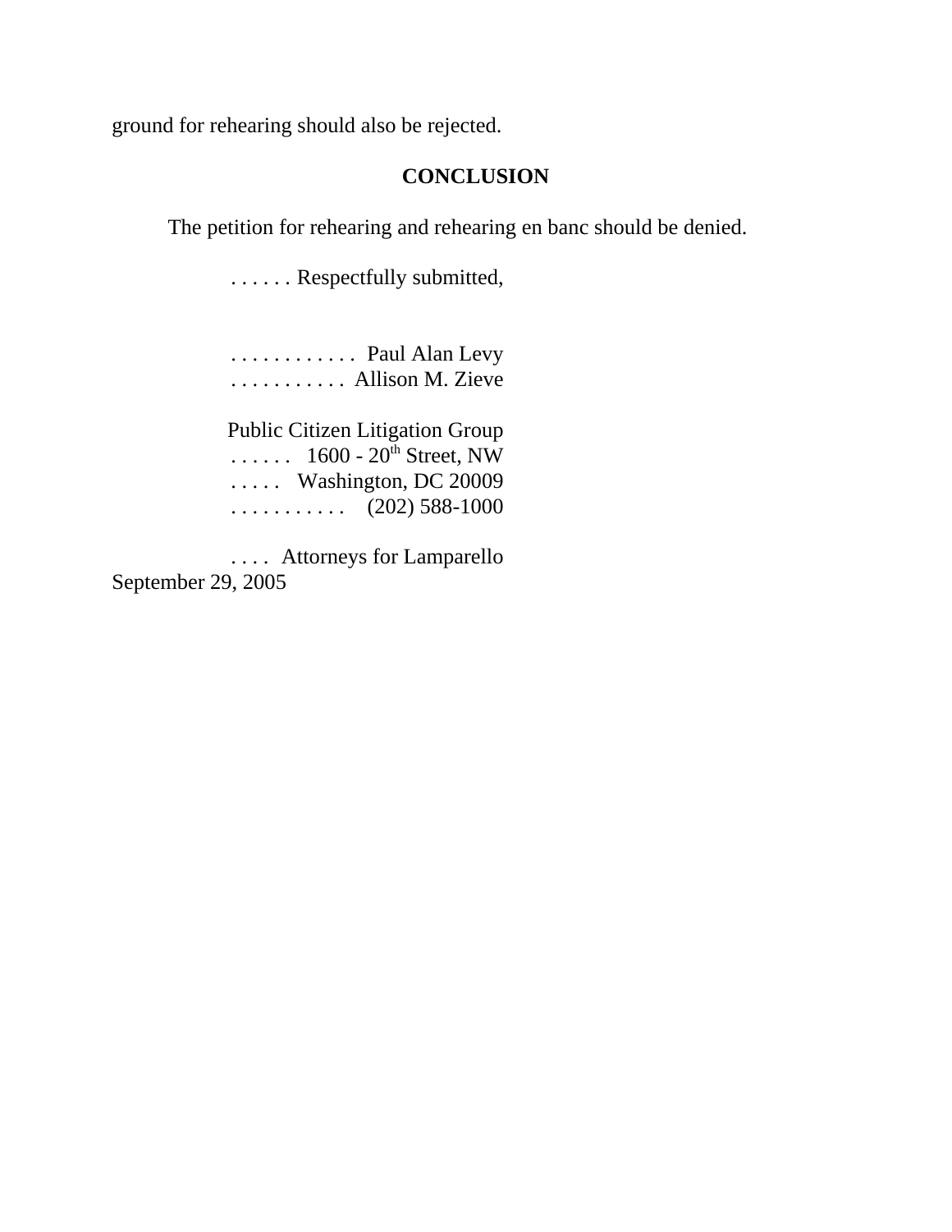ground for rehearing should also be rejected.

## CONCLUSION

The petition for rehearing and rehearing en banc should be denied.

. . . . . . Respectfully submitted,

. . . . . . . . . . . . Paul Alan Levy
. . . . . . . . . . . Allison M. Zieve

Public Citizen Litigation Group
. . . . . . 1600 - 20th Street, NW
. . . . . Washington, DC 20009
. . . . . . . . . . . (202) 588-1000

. . . . Attorneys for Lamparello

September 29, 2005